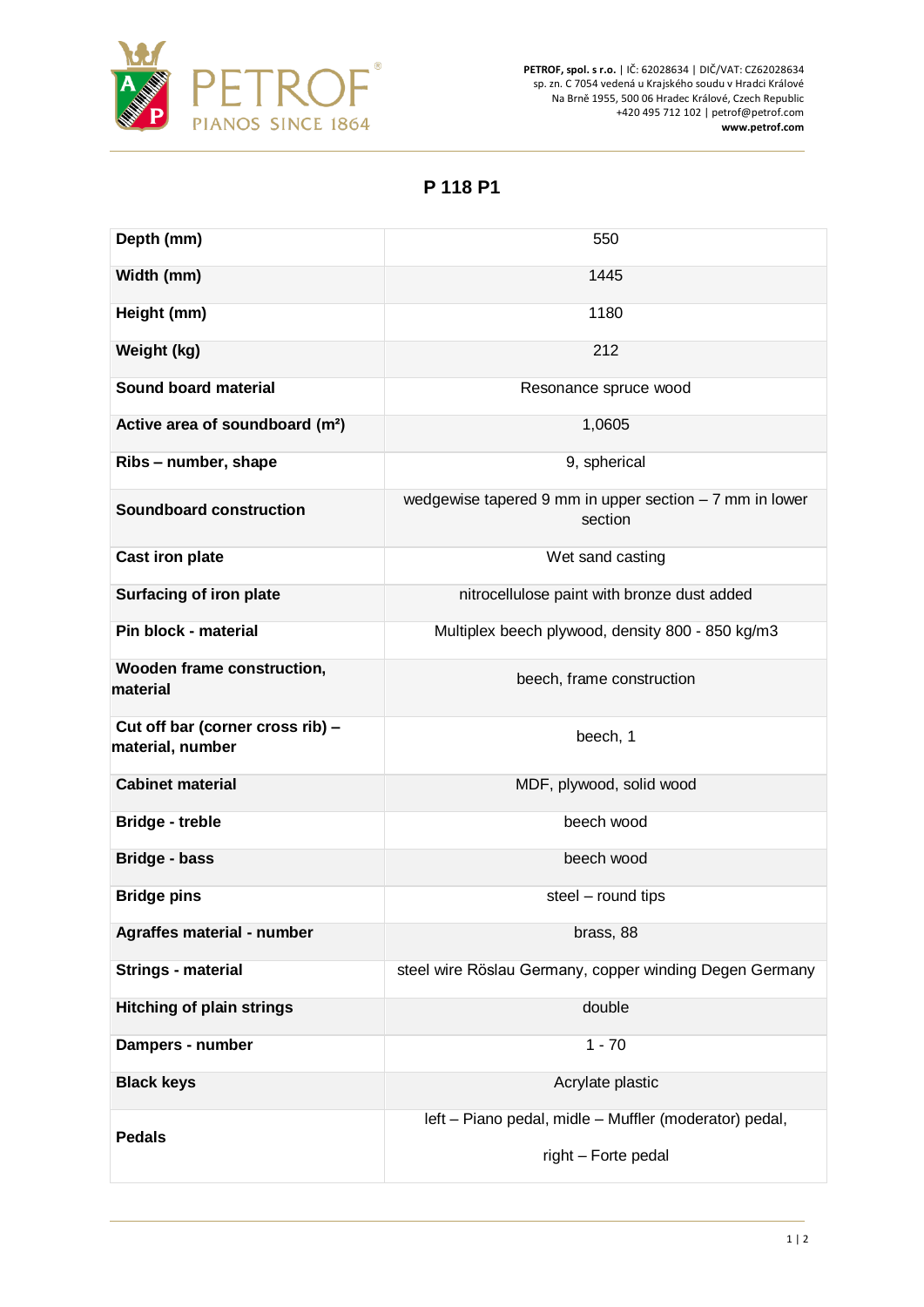PETROF PIANOS SINCE 1864

**PETROF, spol. s r.o.** | IČ: 62028634 | DIČ/VAT: CZ62028634
sp. zn. C 7054 vedená u Krajského soudu v Hradci Králové
Na Brně 1955, 500 06 Hradec Králové, Czech Republic
+420 495 712 102 | petrof@petrof.com
**www.petrof.com**

# P 118 P1

| | |
|---|---|
| **Depth (mm)** | 550 |
| **Width (mm)** | 1445 |
| **Height (mm)** | 1180 |
| **Weight (kg)** | 212 |
| **Sound board material** | Resonance spruce wood |
| **Active area of soundboard (m²)** | 1,0605 |
| **Ribs – number, shape** | 9, spherical |
| **Soundboard construction** | wedgewise tapered 9 mm in upper section – 7 mm in lower section |
| **Cast iron plate** | Wet sand casting |
| **Surfacing of iron plate** | nitrocellulose paint with bronze dust added |
| **Pin block - material** | Multiplex beech plywood, density 800 - 850 kg/m3 |
| **Wooden frame construction, material** | beech, frame construction |
| **Cut off bar (corner cross rib) – material, number** | beech, 1 |
| **Cabinet material** | MDF, plywood, solid wood |
| **Bridge - treble** | beech wood |
| **Bridge - bass** | beech wood |
| **Bridge pins** | steel – round tips |
| **Agraffes material - number** | brass, 88 |
| **Strings - material** | steel wire Röslau Germany, copper winding Degen Germany |
| **Hitching of plain strings** | double |
| **Dampers - number** | 1 - 70 |
| **Black keys** | Acrylate plastic |
| **Pedals** | left – Piano pedal, midle – Muffler (moderator) pedal, right – Forte pedal |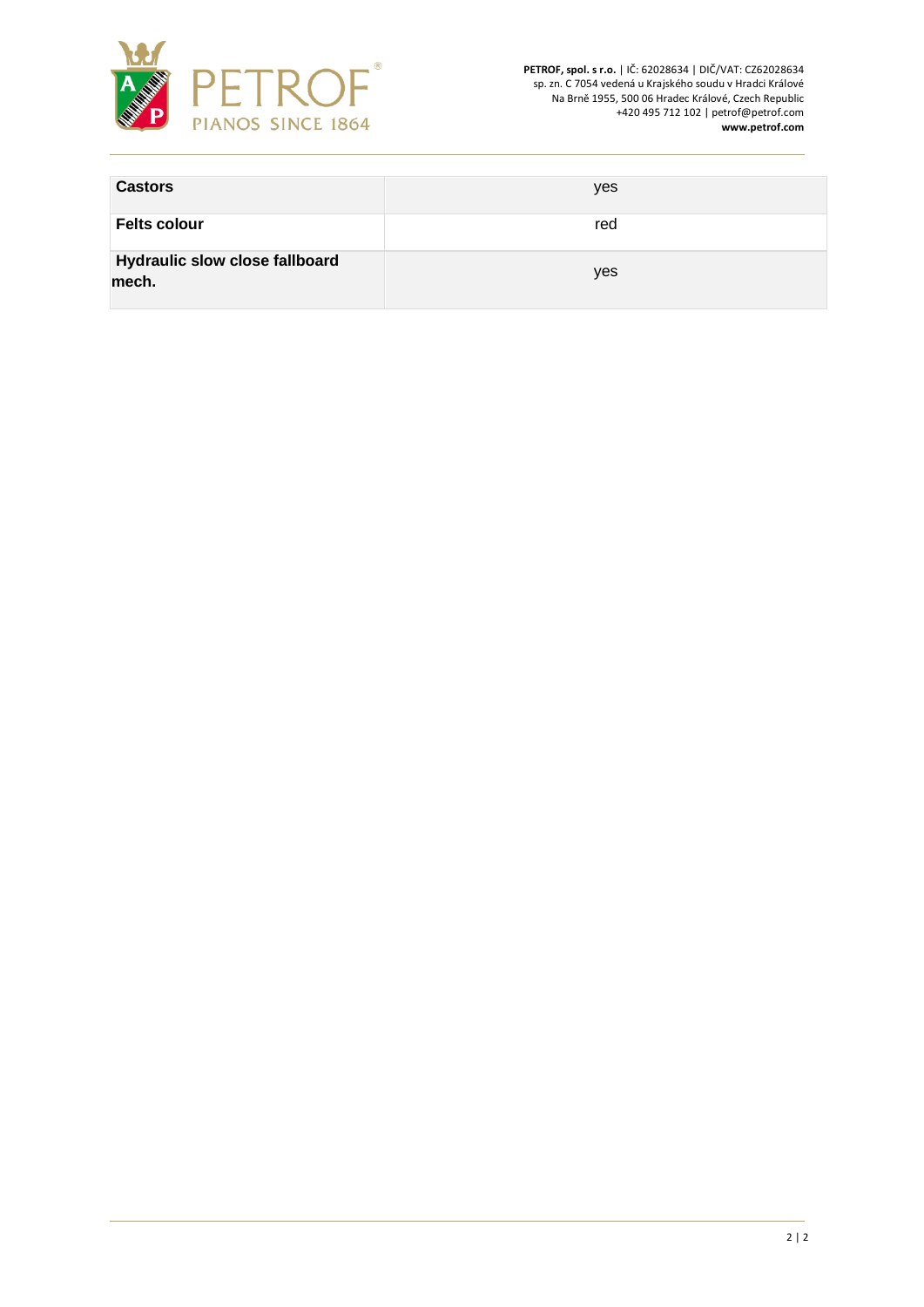| | |
|---|---|
| **Castors** | yes |
| **Felts colour** | red |
| **Hydraulic slow close fallboard mech.** | yes |